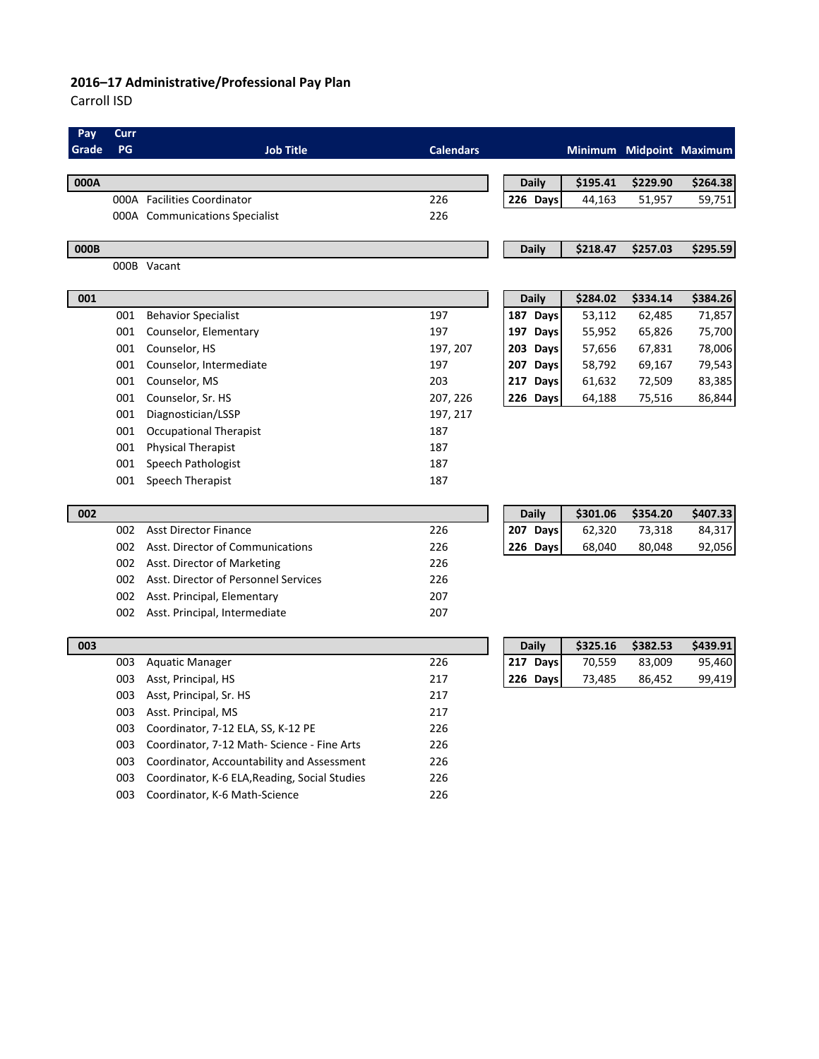**2016–17 Administrative/Professional Pay Plan**

Carroll ISD

| Pay Grade | Curr PG | Job Title | Calendars | | Minimum | Midpoint | Maximum |
|---|---|---|---|---|---|---|---|
| **000A** | | | | **Daily** | **$195.41** | **$229.90** | **$264.38** |
| | 000A | Facilities Coordinator | 226 | **226 Days** | 44,163 | 51,957 | 59,751 |
| | 000A | Communications Specialist | 226 | | | | |
| **000B** | | | | **Daily** | **$218.47** | **$257.03** | **$295.59** |
| | 000B | Vacant | | | | | |
| **001** | | | | **Daily** | **$284.02** | **$334.14** | **$384.26** |
| | 001 | Behavior Specialist | 197 | **187 Days** | 53,112 | 62,485 | 71,857 |
| | 001 | Counselor, Elementary | 197 | **197 Days** | 55,952 | 65,826 | 75,700 |
| | 001 | Counselor, HS | 197, 207 | **203 Days** | 57,656 | 67,831 | 78,006 |
| | 001 | Counselor, Intermediate | 197 | **207 Days** | 58,792 | 69,167 | 79,543 |
| | 001 | Counselor, MS | 203 | **217 Days** | 61,632 | 72,509 | 83,385 |
| | 001 | Counselor, Sr. HS | 207, 226 | **226 Days** | 64,188 | 75,516 | 86,844 |
| | 001 | Diagnostician/LSSP | 197, 217 | | | | |
| | 001 | Occupational Therapist | 187 | | | | |
| | 001 | Physical Therapist | 187 | | | | |
| | 001 | Speech Pathologist | 187 | | | | |
| | 001 | Speech Therapist | 187 | | | | |
| **002** | | | | **Daily** | **$301.06** | **$354.20** | **$407.33** |
| | 002 | Asst Director Finance | 226 | **207 Days** | 62,320 | 73,318 | 84,317 |
| | 002 | Asst. Director of Communications | 226 | **226 Days** | 68,040 | 80,048 | 92,056 |
| | 002 | Asst. Director of Marketing | 226 | | | | |
| | 002 | Asst. Director of Personnel Services | 226 | | | | |
| | 002 | Asst. Principal, Elementary | 207 | | | | |
| | 002 | Asst. Principal, Intermediate | 207 | | | | |
| **003** | | | | **Daily** | **$325.16** | **$382.53** | **$439.91** |
| | 003 | Aquatic Manager | 226 | **217 Days** | 70,559 | 83,009 | 95,460 |
| | 003 | Asst, Principal, HS | 217 | **226 Days** | 73,485 | 86,452 | 99,419 |
| | 003 | Asst, Principal, Sr. HS | 217 | | | | |
| | 003 | Asst. Principal, MS | 217 | | | | |
| | 003 | Coordinator, 7-12 ELA, SS, K-12 PE | 226 | | | | |
| | 003 | Coordinator, 7-12 Math- Science - Fine Arts | 226 | | | | |
| | 003 | Coordinator, Accountability and Assessment | 226 | | | | |
| | 003 | Coordinator, K-6 ELA,Reading, Social Studies | 226 | | | | |
| | 003 | Coordinator, K-6 Math-Science | 226 | | | | |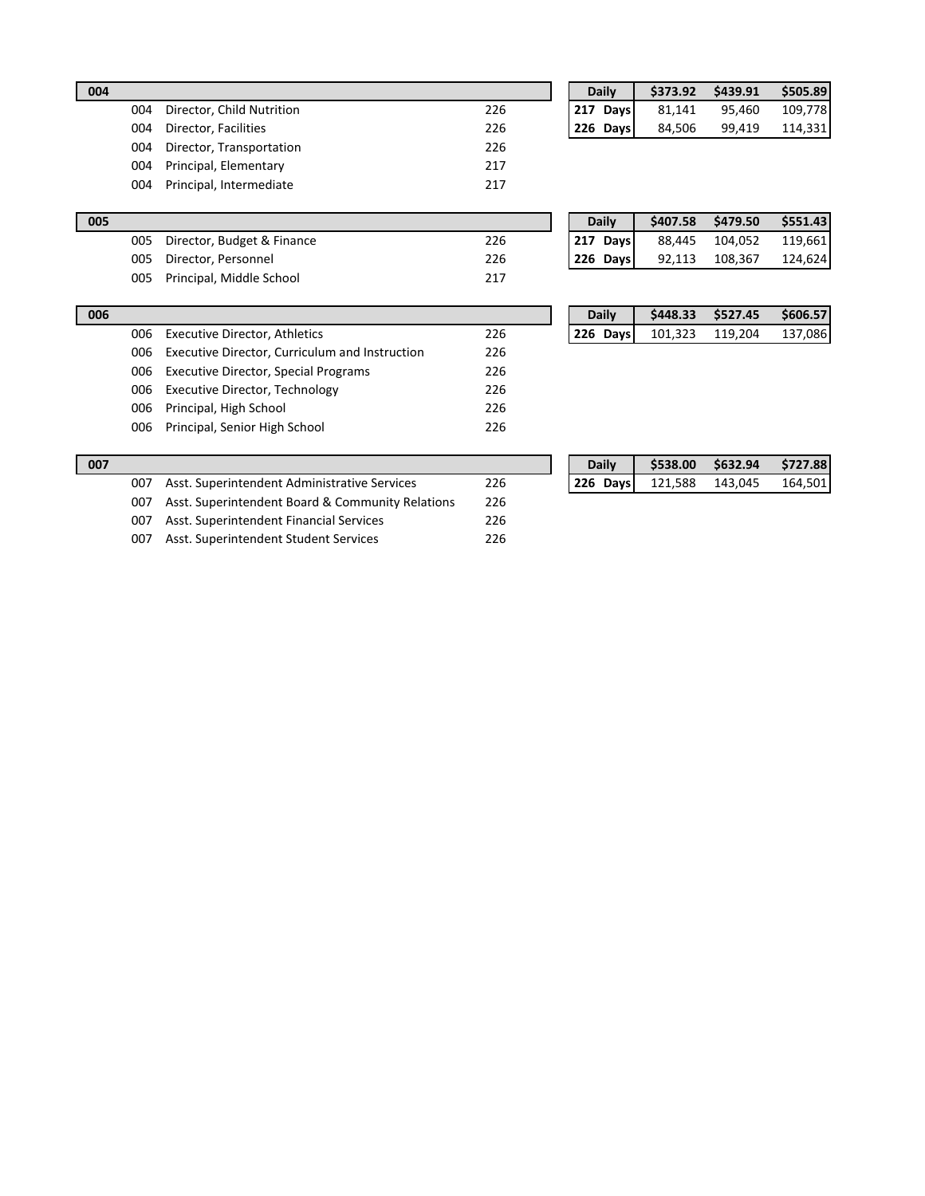| 004 | | | |
|---|---|---|---|
| | 004 | Director, Child Nutrition | 226 |
| | 004 | Director, Facilities | 226 |
| | 004 | Director, Transportation | 226 |
| | 004 | Principal, Elementary | 217 |
| | 004 | Principal, Intermediate | 217 |

| Daily | $373.92 | $439.91 | $505.89 |
|---|---|---|---|
| 217 Days | 81,141 | 95,460 | 109,778 |
| 226 Days | 84,506 | 99,419 | 114,331 |

| 005 | | | |
|---|---|---|---|
| | 005 | Director, Budget & Finance | 226 |
| | 005 | Director, Personnel | 226 |
| | 005 | Principal, Middle School | 217 |

| Daily | $407.58 | $479.50 | $551.43 |
|---|---|---|---|
| 217 Days | 88,445 | 104,052 | 119,661 |
| 226 Days | 92,113 | 108,367 | 124,624 |

| 006 | | | |
|---|---|---|---|
| | 006 | Executive Director, Athletics | 226 |
| | 006 | Executive Director, Curriculum and Instruction | 226 |
| | 006 | Executive Director, Special Programs | 226 |
| | 006 | Executive Director, Technology | 226 |
| | 006 | Principal, High School | 226 |
| | 006 | Principal, Senior High School | 226 |

| Daily | $448.33 | $527.45 | $606.57 |
|---|---|---|---|
| 226 Days | 101,323 | 119,204 | 137,086 |

| 007 | | | |
|---|---|---|---|
| | 007 | Asst. Superintendent Administrative Services | 226 |
| | 007 | Asst. Superintendent Board & Community Relations | 226 |
| | 007 | Asst. Superintendent Financial Services | 226 |
| | 007 | Asst. Superintendent Student Services | 226 |

| Daily | $538.00 | $632.94 | $727.88 |
|---|---|---|---|
| 226 Days | 121,588 | 143,045 | 164,501 |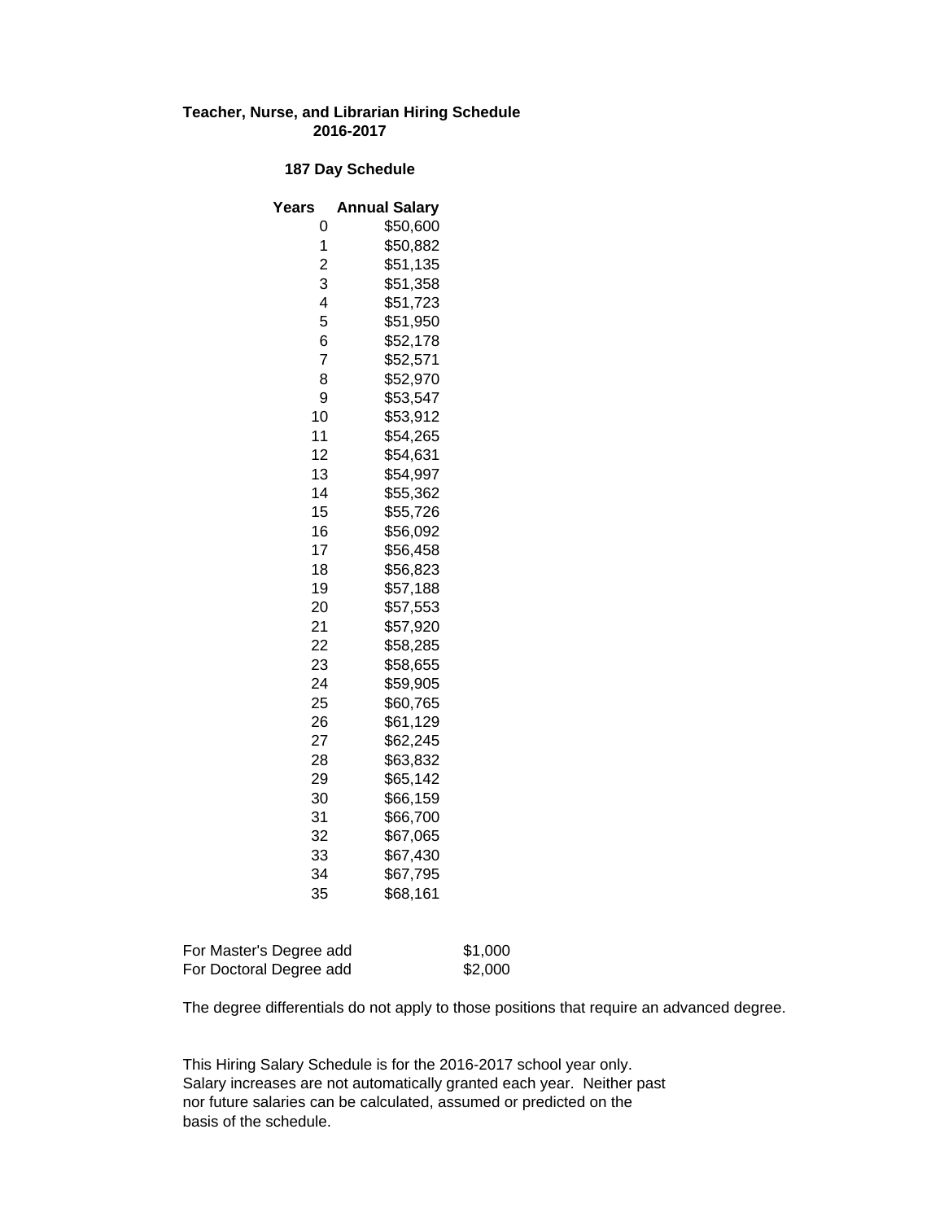**Teacher, Nurse, and Librarian Hiring Schedule**
**2016-2017**

**187 Day Schedule**

| Years | Annual Salary |
|---|---|
| 0 | $50,600 |
| 1 | $50,882 |
| 2 | $51,135 |
| 3 | $51,358 |
| 4 | $51,723 |
| 5 | $51,950 |
| 6 | $52,178 |
| 7 | $52,571 |
| 8 | $52,970 |
| 9 | $53,547 |
| 10 | $53,912 |
| 11 | $54,265 |
| 12 | $54,631 |
| 13 | $54,997 |
| 14 | $55,362 |
| 15 | $55,726 |
| 16 | $56,092 |
| 17 | $56,458 |
| 18 | $56,823 |
| 19 | $57,188 |
| 20 | $57,553 |
| 21 | $57,920 |
| 22 | $58,285 |
| 23 | $58,655 |
| 24 | $59,905 |
| 25 | $60,765 |
| 26 | $61,129 |
| 27 | $62,245 |
| 28 | $63,832 |
| 29 | $65,142 |
| 30 | $66,159 |
| 31 | $66,700 |
| 32 | $67,065 |
| 33 | $67,430 |
| 34 | $67,795 |
| 35 | $68,161 |

| | |
|---|---|
| For Master's Degree add | $1,000 |
| For Doctoral Degree add | $2,000 |

The degree differentials do not apply to those positions that require an advanced degree.

This Hiring Salary Schedule is for the 2016-2017 school year only. Salary increases are not automatically granted each year. Neither past nor future salaries can be calculated, assumed or predicted on the basis of the schedule.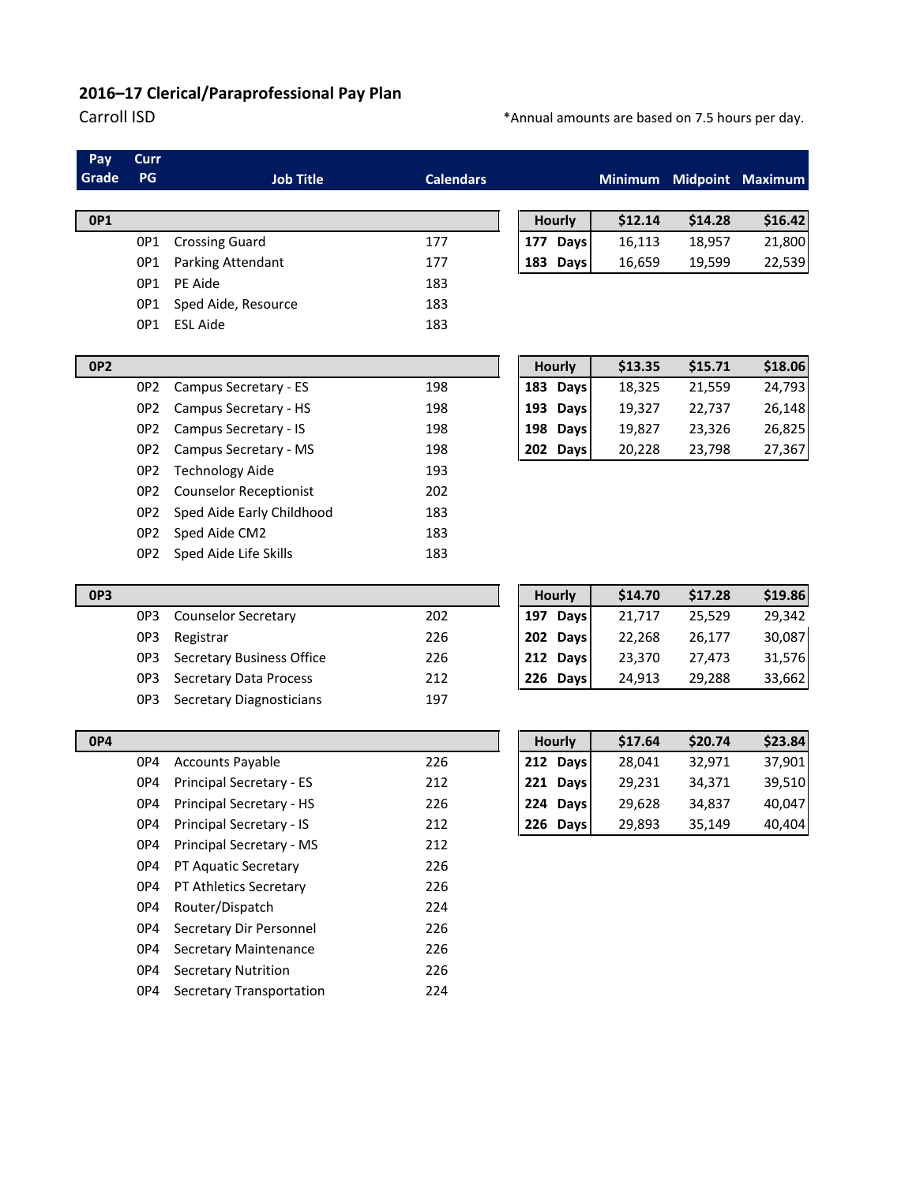## 2016–17 Clerical/Paraprofessional Pay Plan

Carroll ISD

*Annual amounts are based on 7.5 hours per day.

| Pay Grade | Curr PG | Job Title | Calendars | | Minimum | Midpoint | Maximum |
|---|---|---|---|---|---|---|---|
| **0P1** | | | | **Hourly** | **$12.14** | **$14.28** | **$16.42** |
| | 0P1 | Crossing Guard | 177 | **177 Days** | 16,113 | 18,957 | 21,800 |
| | 0P1 | Parking Attendant | 177 | **183 Days** | 16,659 | 19,599 | 22,539 |
| | 0P1 | PE Aide | 183 | | | | |
| | 0P1 | Sped Aide, Resource | 183 | | | | |
| | 0P1 | ESL Aide | 183 | | | | |
| **0P2** | | | | **Hourly** | **$13.35** | **$15.71** | **$18.06** |
| | 0P2 | Campus Secretary - ES | 198 | **183 Days** | 18,325 | 21,559 | 24,793 |
| | 0P2 | Campus Secretary - HS | 198 | **193 Days** | 19,327 | 22,737 | 26,148 |
| | 0P2 | Campus Secretary - IS | 198 | **198 Days** | 19,827 | 23,326 | 26,825 |
| | 0P2 | Campus Secretary - MS | 198 | **202 Days** | 20,228 | 23,798 | 27,367 |
| | 0P2 | Technology Aide | 193 | | | | |
| | 0P2 | Counselor Receptionist | 202 | | | | |
| | 0P2 | Sped Aide Early Childhood | 183 | | | | |
| | 0P2 | Sped Aide CM2 | 183 | | | | |
| | 0P2 | Sped Aide Life Skills | 183 | | | | |
| **0P3** | | | | **Hourly** | **$14.70** | **$17.28** | **$19.86** |
| | 0P3 | Counselor Secretary | 202 | **197 Days** | 21,717 | 25,529 | 29,342 |
| | 0P3 | Registrar | 226 | **202 Days** | 22,268 | 26,177 | 30,087 |
| | 0P3 | Secretary Business Office | 226 | **212 Days** | 23,370 | 27,473 | 31,576 |
| | 0P3 | Secretary Data Process | 212 | **226 Days** | 24,913 | 29,288 | 33,662 |
| | 0P3 | Secretary Diagnosticians | 197 | | | | |
| **0P4** | | | | **Hourly** | **$17.64** | **$20.74** | **$23.84** |
| | 0P4 | Accounts Payable | 226 | **212 Days** | 28,041 | 32,971 | 37,901 |
| | 0P4 | Principal Secretary - ES | 212 | **221 Days** | 29,231 | 34,371 | 39,510 |
| | 0P4 | Principal Secretary - HS | 226 | **224 Days** | 29,628 | 34,837 | 40,047 |
| | 0P4 | Principal Secretary - IS | 212 | **226 Days** | 29,893 | 35,149 | 40,404 |
| | 0P4 | Principal Secretary - MS | 212 | | | | |
| | 0P4 | PT Aquatic Secretary | 226 | | | | |
| | 0P4 | PT Athletics Secretary | 226 | | | | |
| | 0P4 | Router/Dispatch | 224 | | | | |
| | 0P4 | Secretary Dir Personnel | 226 | | | | |
| | 0P4 | Secretary Maintenance | 226 | | | | |
| | 0P4 | Secretary Nutrition | 226 | | | | |
| | 0P4 | Secretary Transportation | 224 | | | | |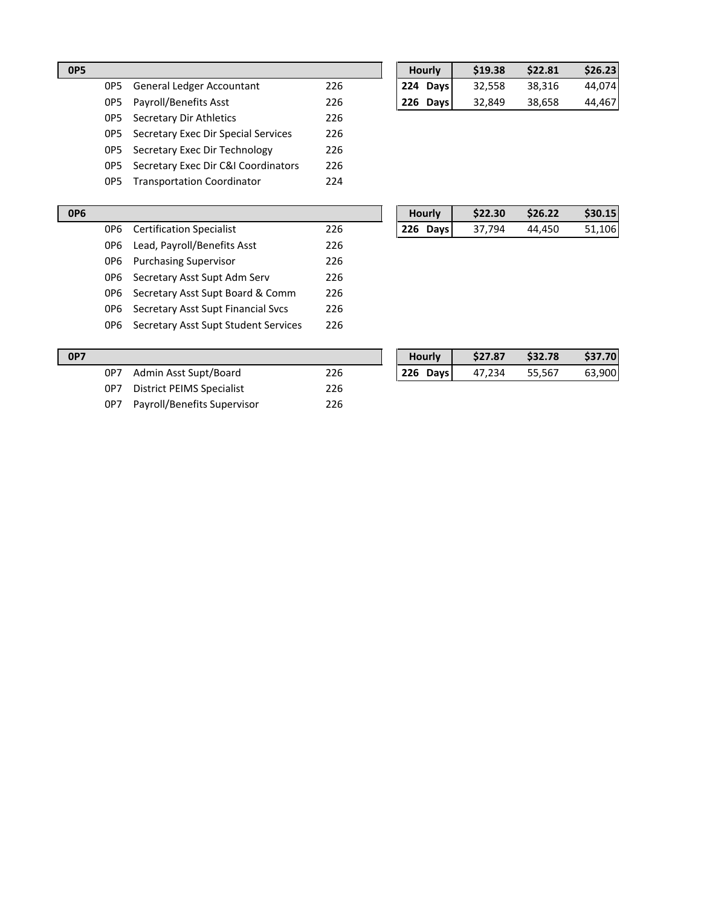| 0P5 | | |
|---|---|---|
| 0P5 | General Ledger Accountant | 226 |
| 0P5 | Payroll/Benefits Asst | 226 |
| 0P5 | Secretary Dir Athletics | 226 |
| 0P5 | Secretary Exec Dir Special Services | 226 |
| 0P5 | Secretary Exec Dir Technology | 226 |
| 0P5 | Secretary Exec Dir C&I Coordinators | 226 |
| 0P5 | Transportation Coordinator | 224 |

| Hourly | $19.38 | $22.81 | $26.23 |
|---|---|---|---|
| 224 Days | 32,558 | 38,316 | 44,074 |
| 226 Days | 32,849 | 38,658 | 44,467 |

| 0P6 | | |
|---|---|---|
| 0P6 | Certification Specialist | 226 |
| 0P6 | Lead, Payroll/Benefits Asst | 226 |
| 0P6 | Purchasing Supervisor | 226 |
| 0P6 | Secretary Asst Supt Adm Serv | 226 |
| 0P6 | Secretary Asst Supt Board & Comm | 226 |
| 0P6 | Secretary Asst Supt Financial Svcs | 226 |
| 0P6 | Secretary Asst Supt Student Services | 226 |

| Hourly | $22.30 | $26.22 | $30.15 |
|---|---|---|---|
| 226 Days | 37,794 | 44,450 | 51,106 |

| 0P7 | | |
|---|---|---|
| 0P7 | Admin Asst Supt/Board | 226 |
| 0P7 | District PEIMS Specialist | 226 |
| 0P7 | Payroll/Benefits Supervisor | 226 |

| Hourly | $27.87 | $32.78 | $37.70 |
|---|---|---|---|
| 226 Days | 47,234 | 55,567 | 63,900 |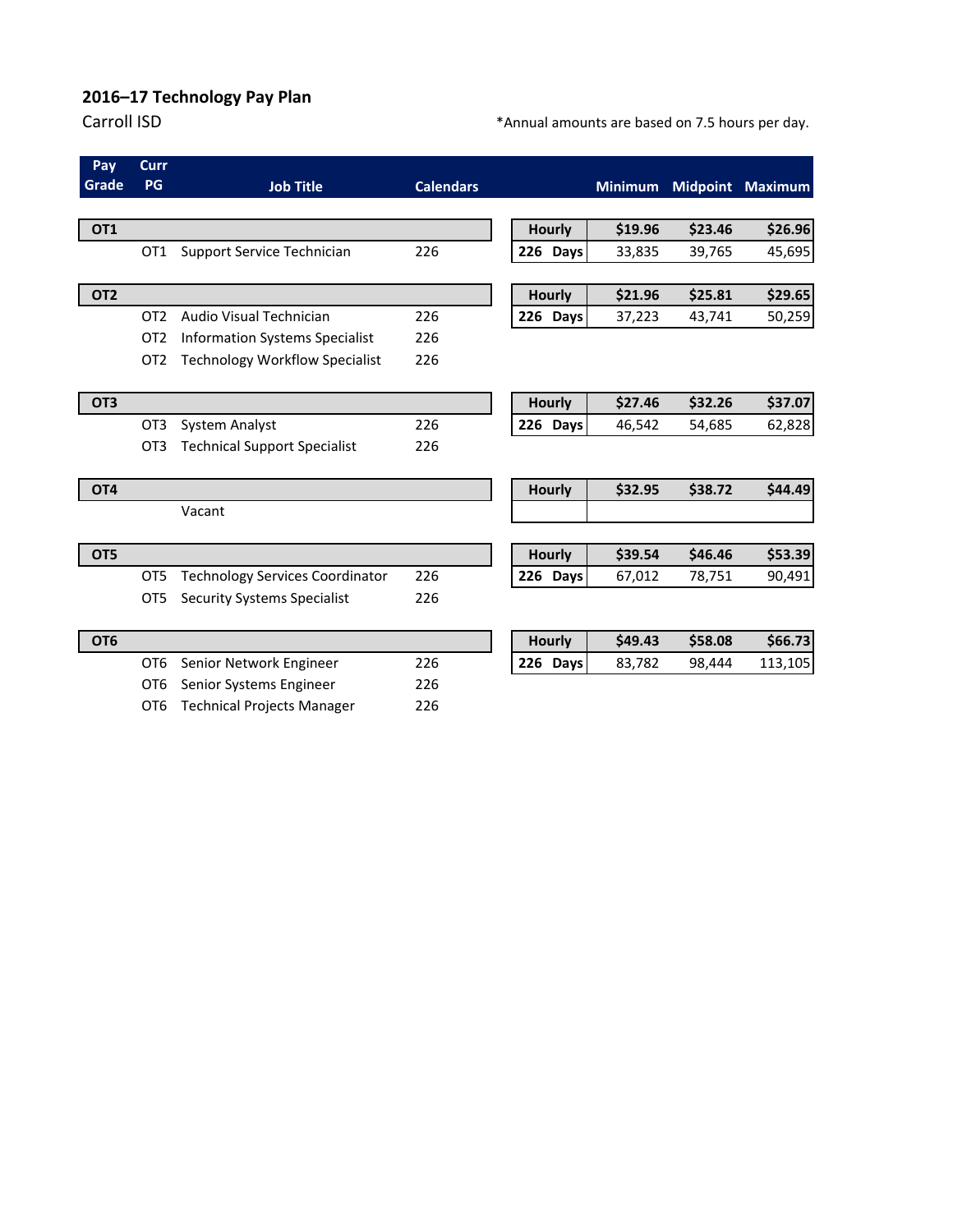## 2016–17 Technology Pay Plan

Carroll ISD

*Annual amounts are based on 7.5 hours per day.

| Pay Grade | Curr PG | Job Title | Calendars | | Minimum | Midpoint | Maximum |
|---|---|---|---|---|---|---|---|
| **OT1** | | | | **Hourly** | **$19.96** | **$23.46** | **$26.96** |
| | OT1 | Support Service Technician | 226 | **226 Days** | 33,835 | 39,765 | 45,695 |
| **OT2** | | | | **Hourly** | **$21.96** | **$25.81** | **$29.65** |
| | OT2 | Audio Visual Technician | 226 | **226 Days** | 37,223 | 43,741 | 50,259 |
| | OT2 | Information Systems Specialist | 226 | | | | |
| | OT2 | Technology Workflow Specialist | 226 | | | | |
| **OT3** | | | | **Hourly** | **$27.46** | **$32.26** | **$37.07** |
| | OT3 | System Analyst | 226 | **226 Days** | 46,542 | 54,685 | 62,828 |
| | OT3 | Technical Support Specialist | 226 | | | | |
| **OT4** | | | | **Hourly** | **$32.95** | **$38.72** | **$44.49** |
| | | Vacant | | | | | |
| **OT5** | | | | **Hourly** | **$39.54** | **$46.46** | **$53.39** |
| | OT5 | Technology Services Coordinator | 226 | **226 Days** | 67,012 | 78,751 | 90,491 |
| | OT5 | Security Systems Specialist | 226 | | | | |
| **OT6** | | | | **Hourly** | **$49.43** | **$58.08** | **$66.73** |
| | OT6 | Senior Network Engineer | 226 | **226 Days** | 83,782 | 98,444 | 113,105 |
| | OT6 | Senior Systems Engineer | 226 | | | | |
| | OT6 | Technical Projects Manager | 226 | | | | |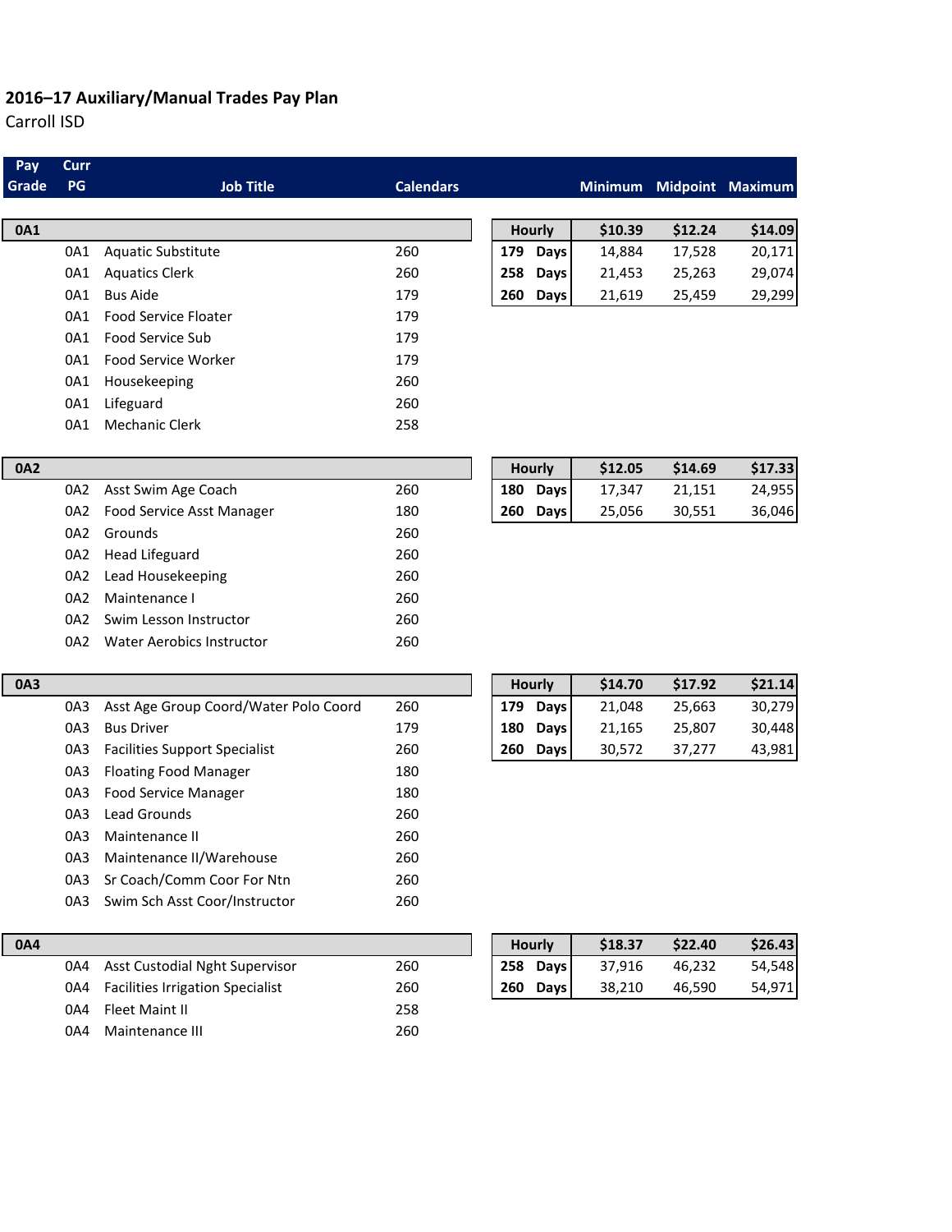## 2016–17 Auxiliary/Manual Trades Pay Plan

Carroll ISD

| Pay Grade | Curr PG | Job Title | Calendars | | | Minimum | Midpoint | Maximum |
|---|---|---|---|---|---|---|---|---|
| **0A1** | | | | **Hourly** | | **$10.39** | **$12.24** | **$14.09** |
| | 0A1 | Aquatic Substitute | 260 | **179** | **Days** | 14,884 | 17,528 | 20,171 |
| | 0A1 | Aquatics Clerk | 260 | **258** | **Days** | 21,453 | 25,263 | 29,074 |
| | 0A1 | Bus Aide | 179 | **260** | **Days** | 21,619 | 25,459 | 29,299 |
| | 0A1 | Food Service Floater | 179 | | | | | |
| | 0A1 | Food Service Sub | 179 | | | | | |
| | 0A1 | Food Service Worker | 179 | | | | | |
| | 0A1 | Housekeeping | 260 | | | | | |
| | 0A1 | Lifeguard | 260 | | | | | |
| | 0A1 | Mechanic Clerk | 258 | | | | | |
| **0A2** | | | | **Hourly** | | **$12.05** | **$14.69** | **$17.33** |
| | 0A2 | Asst Swim Age Coach | 260 | **180** | **Days** | 17,347 | 21,151 | 24,955 |
| | 0A2 | Food Service Asst Manager | 180 | **260** | **Days** | 25,056 | 30,551 | 36,046 |
| | 0A2 | Grounds | 260 | | | | | |
| | 0A2 | Head Lifeguard | 260 | | | | | |
| | 0A2 | Lead Housekeeping | 260 | | | | | |
| | 0A2 | Maintenance I | 260 | | | | | |
| | 0A2 | Swim Lesson Instructor | 260 | | | | | |
| | 0A2 | Water Aerobics Instructor | 260 | | | | | |
| **0A3** | | | | **Hourly** | | **$14.70** | **$17.92** | **$21.14** |
| | 0A3 | Asst Age Group Coord/Water Polo Coord | 260 | **179** | **Days** | 21,048 | 25,663 | 30,279 |
| | 0A3 | Bus Driver | 179 | **180** | **Days** | 21,165 | 25,807 | 30,448 |
| | 0A3 | Facilities Support Specialist | 260 | **260** | **Days** | 30,572 | 37,277 | 43,981 |
| | 0A3 | Floating Food Manager | 180 | | | | | |
| | 0A3 | Food Service Manager | 180 | | | | | |
| | 0A3 | Lead Grounds | 260 | | | | | |
| | 0A3 | Maintenance II | 260 | | | | | |
| | 0A3 | Maintenance II/Warehouse | 260 | | | | | |
| | 0A3 | Sr Coach/Comm Coor For Ntn | 260 | | | | | |
| | 0A3 | Swim Sch Asst Coor/Instructor | 260 | | | | | |
| **0A4** | | | | **Hourly** | | **$18.37** | **$22.40** | **$26.43** |
| | 0A4 | Asst Custodial Nght Supervisor | 260 | **258** | **Days** | 37,916 | 46,232 | 54,548 |
| | 0A4 | Facilities Irrigation Specialist | 260 | **260** | **Days** | 38,210 | 46,590 | 54,971 |
| | 0A4 | Fleet Maint II | 258 | | | | | |
| | 0A4 | Maintenance III | 260 | | | | | |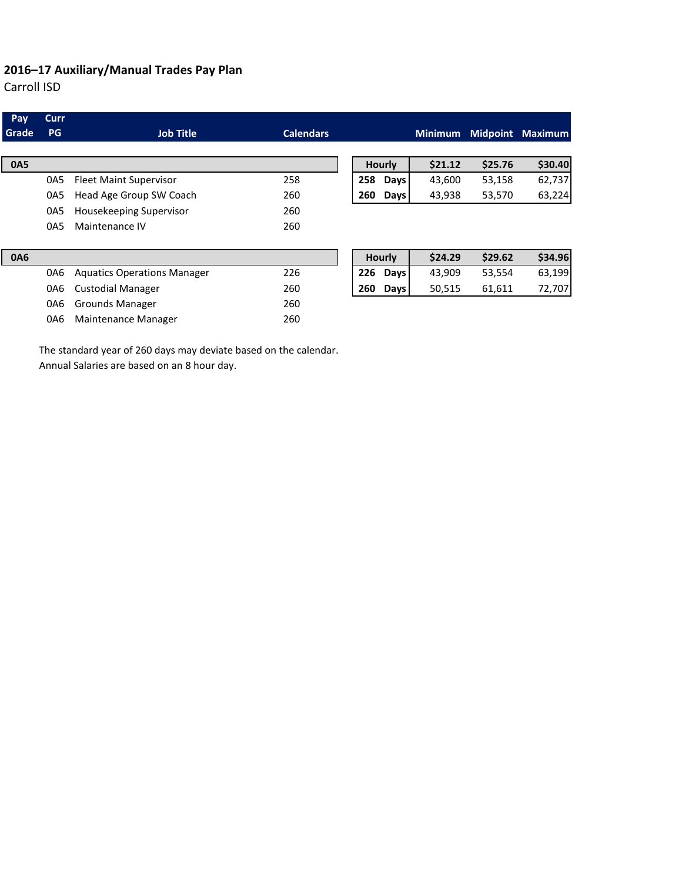# 2016–17 Auxiliary/Manual Trades Pay Plan

Carroll ISD

| Pay Grade | Curr PG | Job Title | Calendars | | | Minimum | Midpoint | Maximum |
|---|---|---|---|---|---|---|---|---|
| **0A5** | | | | **Hourly** | | **$21.12** | **$25.76** | **$30.40** |
| | 0A5 | Fleet Maint Supervisor | 258 | **258** | **Days** | 43,600 | 53,158 | 62,737 |
| | 0A5 | Head Age Group SW Coach | 260 | **260** | **Days** | 43,938 | 53,570 | 63,224 |
| | 0A5 | Housekeeping Supervisor | 260 | | | | | |
| | 0A5 | Maintenance IV | 260 | | | | | |
| **0A6** | | | | **Hourly** | | **$24.29** | **$29.62** | **$34.96** |
| | 0A6 | Aquatics Operations Manager | 226 | **226** | **Days** | 43,909 | 53,554 | 63,199 |
| | 0A6 | Custodial Manager | 260 | **260** | **Days** | 50,515 | 61,611 | 72,707 |
| | 0A6 | Grounds Manager | 260 | | | | | |
| | 0A6 | Maintenance Manager | 260 | | | | | |

The standard year of 260 days may deviate based on the calendar.
Annual Salaries are based on an 8 hour day.